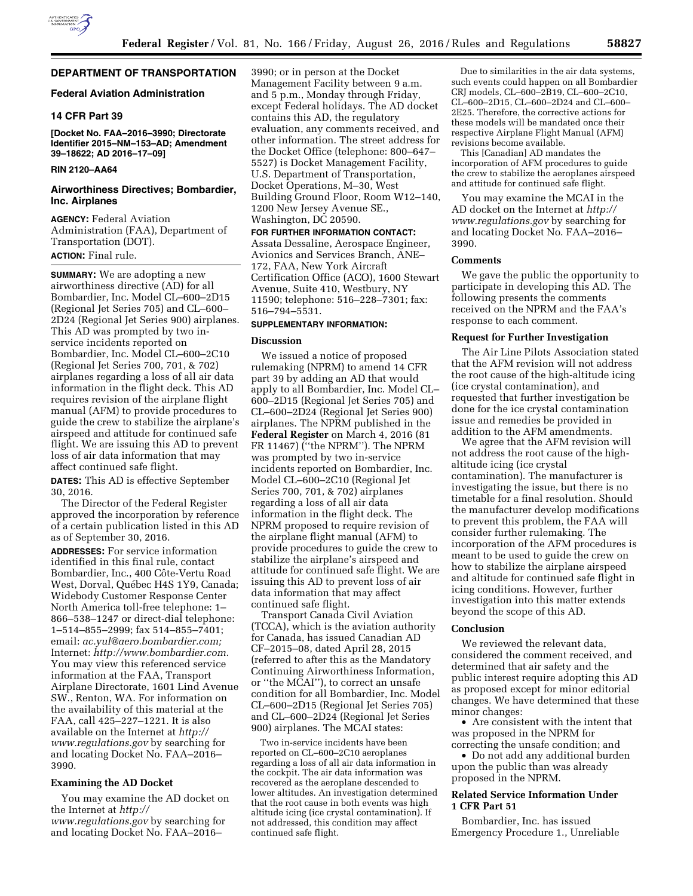## DEPARTMENT OF TRANSPORTATION

### Federal Aviation Administration

### 14 CFR Part 39

**[Docket No. FAA–2016–3990; Directorate Identifier 2015–NM–153–AD; Amendment 39–18622; AD 2016–17–09]**

**RIN 2120–AA64**

## Airworthiness Directives; Bombardier, Inc. Airplanes

**AGENCY:** Federal Aviation Administration (FAA), Department of Transportation (DOT).

**ACTION:** Final rule.

**SUMMARY:** We are adopting a new airworthiness directive (AD) for all Bombardier, Inc. Model CL–600–2D15 (Regional Jet Series 705) and CL–600–2D24 (Regional Jet Series 900) airplanes. This AD was prompted by two in-service incidents reported on Bombardier, Inc. Model CL–600–2C10 (Regional Jet Series 700, 701, & 702) airplanes regarding a loss of all air data information in the flight deck. This AD requires revision of the airplane flight manual (AFM) to provide procedures to guide the crew to stabilize the airplane's airspeed and attitude for continued safe flight. We are issuing this AD to prevent loss of air data information that may affect continued safe flight.

**DATES:** This AD is effective September 30, 2016.

The Director of the Federal Register approved the incorporation by reference of a certain publication listed in this AD as of September 30, 2016.

**ADDRESSES:** For service information identified in this final rule, contact Bombardier, Inc., 400 Côte-Vertu Road West, Dorval, Québec H4S 1Y9, Canada; Widebody Customer Response Center North America toll-free telephone: 1–866–538–1247 or direct-dial telephone: 1–514–855–2999; fax 514–855–7401; email: *ac.yul@aero.bombardier.com;* Internet: *http://www.bombardier.com.* You may view this referenced service information at the FAA, Transport Airplane Directorate, 1601 Lind Avenue SW., Renton, WA. For information on the availability of this material at the FAA, call 425–227–1221. It is also available on the Internet at *http://www.regulations.gov* by searching for and locating Docket No. FAA–2016–3990.

### Examining the AD Docket

You may examine the AD docket on the Internet at *http://www.regulations.gov* by searching for and locating Docket No. FAA–2016–3990; or in person at the Docket Management Facility between 9 a.m. and 5 p.m., Monday through Friday, except Federal holidays. The AD docket contains this AD, the regulatory evaluation, any comments received, and other information. The street address for the Docket Office (telephone: 800–647–5527) is Docket Management Facility, U.S. Department of Transportation, Docket Operations, M–30, West Building Ground Floor, Room W12–140, 1200 New Jersey Avenue SE., Washington, DC 20590.

**FOR FURTHER INFORMATION CONTACT:** Assata Dessaline, Aerospace Engineer, Avionics and Services Branch, ANE–172, FAA, New York Aircraft Certification Office (ACO), 1600 Stewart Avenue, Suite 410, Westbury, NY 11590; telephone: 516–228–7301; fax: 516–794–5531.

**SUPPLEMENTARY INFORMATION:**

### Discussion

We issued a notice of proposed rulemaking (NPRM) to amend 14 CFR part 39 by adding an AD that would apply to all Bombardier, Inc. Model CL–600–2D15 (Regional Jet Series 705) and CL–600–2D24 (Regional Jet Series 900) airplanes. The NPRM published in the **Federal Register** on March 4, 2016 (81 FR 11467) (''the NPRM''). The NPRM was prompted by two in-service incidents reported on Bombardier, Inc. Model CL–600–2C10 (Regional Jet Series 700, 701, & 702) airplanes regarding a loss of all air data information in the flight deck. The NPRM proposed to require revision of the airplane flight manual (AFM) to provide procedures to guide the crew to stabilize the airplane's airspeed and attitude for continued safe flight. We are issuing this AD to prevent loss of air data information that may affect continued safe flight.

Transport Canada Civil Aviation (TCCA), which is the aviation authority for Canada, has issued Canadian AD CF–2015–08, dated April 28, 2015 (referred to after this as the Mandatory Continuing Airworthiness Information, or ''the MCAI''), to correct an unsafe condition for all Bombardier, Inc. Model CL–600–2D15 (Regional Jet Series 705) and CL–600–2D24 (Regional Jet Series 900) airplanes. The MCAI states:

Two in-service incidents have been reported on CL–600–2C10 aeroplanes regarding a loss of all air data information in the cockpit. The air data information was recovered as the aeroplane descended to lower altitudes. An investigation determined that the root cause in both events was high altitude icing (ice crystal contamination). If not addressed, this condition may affect continued safe flight.

Due to similarities in the air data systems, such events could happen on all Bombardier CRJ models, CL–600–2B19, CL–600–2C10, CL–600–2D15, CL–600–2D24 and CL–600–2E25. Therefore, the corrective actions for these models will be mandated once their respective Airplane Flight Manual (AFM) revisions become available.

This [Canadian] AD mandates the incorporation of AFM procedures to guide the crew to stabilize the aeroplanes airspeed and attitude for continued safe flight.

You may examine the MCAI in the AD docket on the Internet at *http://www.regulations.gov* by searching for and locating Docket No. FAA–2016–3990.

### Comments

We gave the public the opportunity to participate in developing this AD. The following presents the comments received on the NPRM and the FAA's response to each comment.

### Request for Further Investigation

The Air Line Pilots Association stated that the AFM revision will not address the root cause of the high-altitude icing (ice crystal contamination), and requested that further investigation be done for the ice crystal contamination issue and remedies be provided in addition to the AFM amendments.

We agree that the AFM revision will not address the root cause of the high-altitude icing (ice crystal contamination). The manufacturer is investigating the issue, but there is no timetable for a final resolution. Should the manufacturer develop modifications to prevent this problem, the FAA will consider further rulemaking. The incorporation of the AFM procedures is meant to be used to guide the crew on how to stabilize the airplane airspeed and altitude for continued safe flight in icing conditions. However, further investigation into this matter extends beyond the scope of this AD.

### Conclusion

We reviewed the relevant data, considered the comment received, and determined that air safety and the public interest require adopting this AD as proposed except for minor editorial changes. We have determined that these minor changes:

- Are consistent with the intent that was proposed in the NPRM for correcting the unsafe condition; and
- Do not add any additional burden upon the public than was already proposed in the NPRM.

### Related Service Information Under 1 CFR Part 51

Bombardier, Inc. has issued Emergency Procedure 1., Unreliable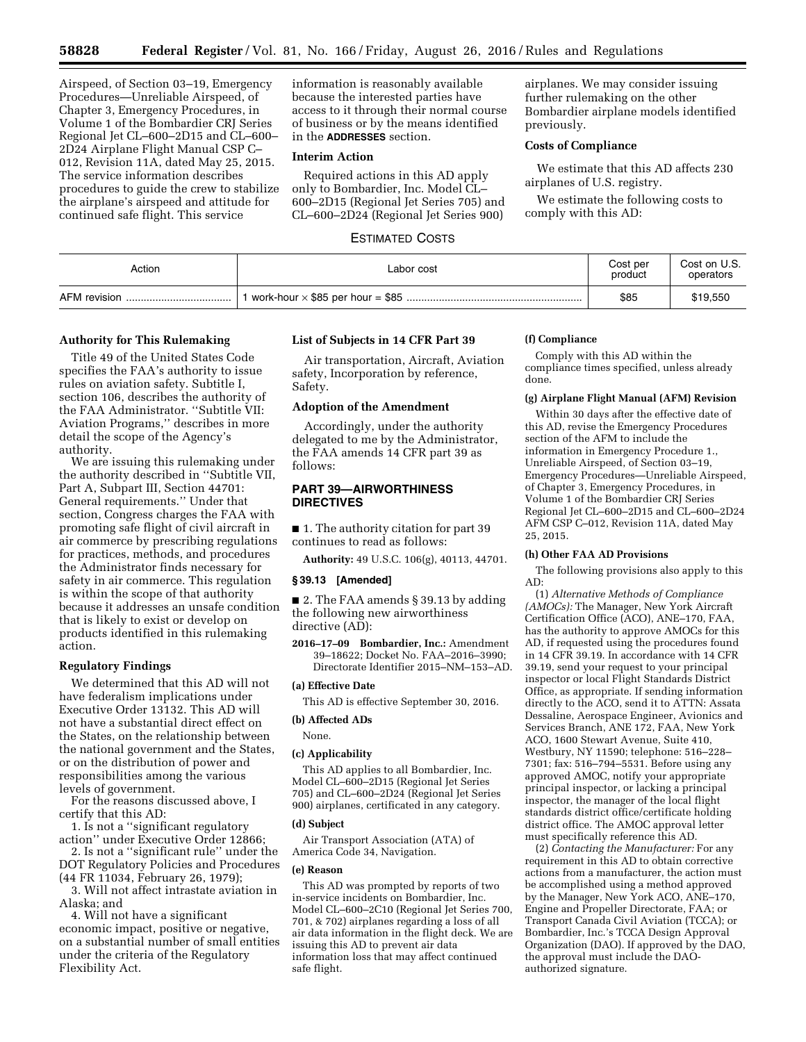Airspeed, of Section 03–19, Emergency Procedures—Unreliable Airspeed, of Chapter 3, Emergency Procedures, in Volume 1 of the Bombardier CRJ Series Regional Jet CL–600–2D15 and CL–600–2D24 Airplane Flight Manual CSP C–012, Revision 11A, dated May 25, 2015. The service information describes procedures to guide the crew to stabilize the airplane's airspeed and attitude for continued safe flight. This service information is reasonably available because the interested parties have access to it through their normal course of business or by the means identified in the **ADDRESSES** section.

### Interim Action

Required actions in this AD apply only to Bombardier, Inc. Model CL–600–2D15 (Regional Jet Series 705) and CL–600–2D24 (Regional Jet Series 900) airplanes. We may consider issuing further rulemaking on the other Bombardier airplane models identified previously.

### Costs of Compliance

We estimate that this AD affects 230 airplanes of U.S. registry.

We estimate the following costs to comply with this AD:

ESTIMATED COSTS

| Action | Labor cost | Cost per product | Cost on U.S. operators |
|---|---|---|---|
| AFM revision | 1 work-hour × $85 per hour = $85 | $85 | $19,550 |

### Authority for This Rulemaking

Title 49 of the United States Code specifies the FAA's authority to issue rules on aviation safety. Subtitle I, section 106, describes the authority of the FAA Administrator. "Subtitle VII: Aviation Programs," describes in more detail the scope of the Agency's authority.

We are issuing this rulemaking under the authority described in "Subtitle VII, Part A, Subpart III, Section 44701: General requirements." Under that section, Congress charges the FAA with promoting safe flight of civil aircraft in air commerce by prescribing regulations for practices, methods, and procedures the Administrator finds necessary for safety in air commerce. This regulation is within the scope of that authority because it addresses an unsafe condition that is likely to exist or develop on products identified in this rulemaking action.

### Regulatory Findings

We determined that this AD will not have federalism implications under Executive Order 13132. This AD will not have a substantial direct effect on the States, on the relationship between the national government and the States, or on the distribution of power and responsibilities among the various levels of government.

For the reasons discussed above, I certify that this AD:

1. Is not a "significant regulatory action" under Executive Order 12866;
2. Is not a "significant rule" under the DOT Regulatory Policies and Procedures (44 FR 11034, February 26, 1979);
3. Will not affect intrastate aviation in Alaska; and
4. Will not have a significant economic impact, positive or negative, on a substantial number of small entities under the criteria of the Regulatory Flexibility Act.

### List of Subjects in 14 CFR Part 39

Air transportation, Aircraft, Aviation safety, Incorporation by reference, Safety.

### Adoption of the Amendment

Accordingly, under the authority delegated to me by the Administrator, the FAA amends 14 CFR part 39 as follows:

## PART 39—AIRWORTHINESS DIRECTIVES

■ 1. The authority citation for part 39 continues to read as follows:

**Authority:** 49 U.S.C. 106(g), 40113, 44701.

### § 39.13 [Amended]

■ 2. The FAA amends § 39.13 by adding the following new airworthiness directive (AD):

**2016–17–09 Bombardier, Inc.:** Amendment 39–18622; Docket No. FAA–2016–3990; Directorate Identifier 2015–NM–153–AD.

#### (a) Effective Date

This AD is effective September 30, 2016.

#### (b) Affected ADs

None.

#### (c) Applicability

This AD applies to all Bombardier, Inc. Model CL–600–2D15 (Regional Jet Series 705) and CL–600–2D24 (Regional Jet Series 900) airplanes, certificated in any category.

#### (d) Subject

Air Transport Association (ATA) of America Code 34, Navigation.

#### (e) Reason

This AD was prompted by reports of two in-service incidents on Bombardier, Inc. Model CL–600–2C10 (Regional Jet Series 700, 701, & 702) airplanes regarding a loss of all air data information in the flight deck. We are issuing this AD to prevent air data information loss that may affect continued safe flight.

#### (f) Compliance

Comply with this AD within the compliance times specified, unless already done.

#### (g) Airplane Flight Manual (AFM) Revision

Within 30 days after the effective date of this AD, revise the Emergency Procedures section of the AFM to include the information in Emergency Procedure 1., Unreliable Airspeed, of Section 03–19, Emergency Procedures—Unreliable Airspeed, of Chapter 3, Emergency Procedures, in Volume 1 of the Bombardier CRJ Series Regional Jet CL–600–2D15 and CL–600–2D24 AFM CSP C–012, Revision 11A, dated May 25, 2015.

#### (h) Other FAA AD Provisions

The following provisions also apply to this AD:

(1) *Alternative Methods of Compliance (AMOCs):* The Manager, New York Aircraft Certification Office (ACO), ANE–170, FAA, has the authority to approve AMOCs for this AD, if requested using the procedures found in 14 CFR 39.19. In accordance with 14 CFR 39.19, send your request to your principal inspector or local Flight Standards District Office, as appropriate. If sending information directly to the ACO, send it to ATTN: Assata Dessaline, Aerospace Engineer, Avionics and Services Branch, ANE 172, FAA, New York ACO, 1600 Stewart Avenue, Suite 410, Westbury, NY 11590; telephone: 516–228–7301; fax: 516–794–5531. Before using any approved AMOC, notify your appropriate principal inspector, or lacking a principal inspector, the manager of the local flight standards district office/certificate holding district office. The AMOC approval letter must specifically reference this AD.

(2) *Contacting the Manufacturer:* For any requirement in this AD to obtain corrective actions from a manufacturer, the action must be accomplished using a method approved by the Manager, New York ACO, ANE–170, Engine and Propeller Directorate, FAA; or Transport Canada Civil Aviation (TCCA); or Bombardier, Inc.'s TCCA Design Approval Organization (DAO). If approved by the DAO, the approval must include the DAO-authorized signature.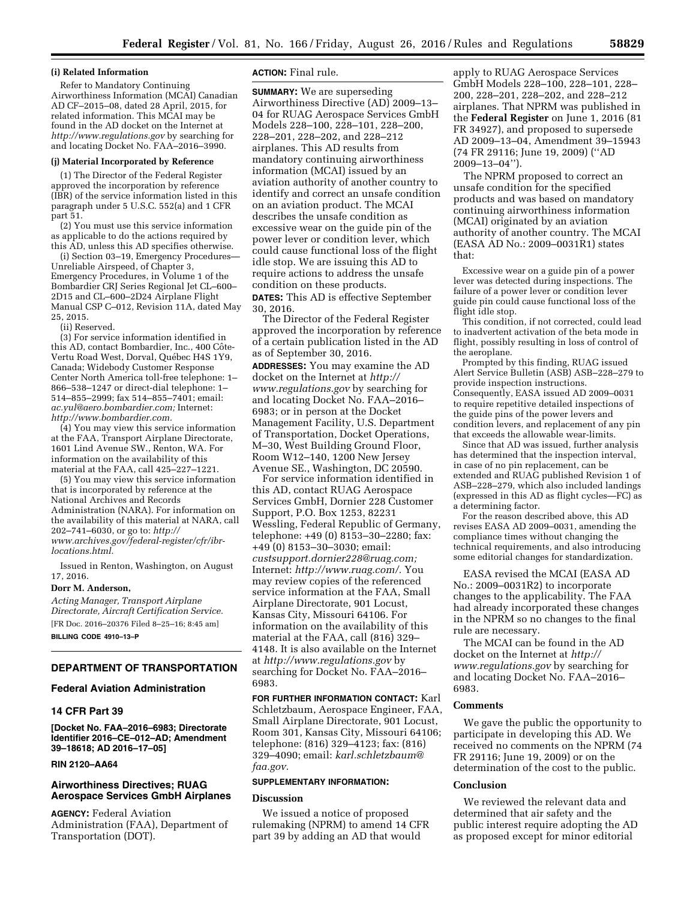**(i) Related Information**

Refer to Mandatory Continuing Airworthiness Information (MCAI) Canadian AD CF–2015–08, dated 28 April, 2015, for related information. This MCAI may be found in the AD docket on the Internet at *http://www.regulations.gov* by searching for and locating Docket No. FAA–2016–3990.

**(j) Material Incorporated by Reference**

(1) The Director of the Federal Register approved the incorporation by reference (IBR) of the service information listed in this paragraph under 5 U.S.C. 552(a) and 1 CFR part 51.

(2) You must use this service information as applicable to do the actions required by this AD, unless this AD specifies otherwise.

(i) Section 03–19, Emergency Procedures—Unreliable Airspeed, of Chapter 3, Emergency Procedures, in Volume 1 of the Bombardier CRJ Series Regional Jet CL–600–2D15 and CL–600–2D24 Airplane Flight Manual CSP C–012, Revision 11A, dated May 25, 2015.

(ii) Reserved.

(3) For service information identified in this AD, contact Bombardier, Inc., 400 Côte-Vertu Road West, Dorval, Québec H4S 1Y9, Canada; Widebody Customer Response Center North America toll-free telephone: 1–866–538–1247 or direct-dial telephone: 1–514–855–2999; fax 514–855–7401; email: *ac.yul@aero.bombardier.com;* Internet: *http://www.bombardier.com.*

(4) You may view this service information at the FAA, Transport Airplane Directorate, 1601 Lind Avenue SW., Renton, WA. For information on the availability of this material at the FAA, call 425–227–1221.

(5) You may view this service information that is incorporated by reference at the National Archives and Records Administration (NARA). For information on the availability of this material at NARA, call 202–741–6030, or go to: *http://www.archives.gov/federal-register/cfr/ibr-locations.html.*

Issued in Renton, Washington, on August 17, 2016.

**Dorr M. Anderson,**

*Acting Manager, Transport Airplane Directorate, Aircraft Certification Service.*

[FR Doc. 2016–20376 Filed 8–25–16; 8:45 am]

**BILLING CODE 4910–13–P**

## DEPARTMENT OF TRANSPORTATION

### Federal Aviation Administration

### 14 CFR Part 39

**[Docket No. FAA–2016–6983; Directorate Identifier 2016–CE–012–AD; Amendment 39–18618; AD 2016–17–05]**

**RIN 2120–AA64**

### Airworthiness Directives; RUAG Aerospace Services GmbH Airplanes

**AGENCY:** Federal Aviation Administration (FAA), Department of Transportation (DOT).

**ACTION:** Final rule.

**SUMMARY:** We are superseding Airworthiness Directive (AD) 2009–13–04 for RUAG Aerospace Services GmbH Models 228–100, 228–101, 228–200, 228–201, 228–202, and 228–212 airplanes. This AD results from mandatory continuing airworthiness information (MCAI) issued by an aviation authority of another country to identify and correct an unsafe condition on an aviation product. The MCAI describes the unsafe condition as excessive wear on the guide pin of the power lever or condition lever, which could cause functional loss of the flight idle stop. We are issuing this AD to require actions to address the unsafe condition on these products.

**DATES:** This AD is effective September 30, 2016.

The Director of the Federal Register approved the incorporation by reference of a certain publication listed in the AD as of September 30, 2016.

**ADDRESSES:** You may examine the AD docket on the Internet at *http://www.regulations.gov* by searching for and locating Docket No. FAA–2016–6983; or in person at the Docket Management Facility, U.S. Department of Transportation, Docket Operations, M–30, West Building Ground Floor, Room W12–140, 1200 New Jersey Avenue SE., Washington, DC 20590.

For service information identified in this AD, contact RUAG Aerospace Services GmbH, Dornier 228 Customer Support, P.O. Box 1253, 82231 Wessling, Federal Republic of Germany, telephone: +49 (0) 8153–30–2280; fax: +49 (0) 8153–30–3030; email: *custsupport.dornier228@ruag.com;* Internet: *http://www.ruag.com/.* You may review copies of the referenced service information at the FAA, Small Airplane Directorate, 901 Locust, Kansas City, Missouri 64106. For information on the availability of this material at the FAA, call (816) 329–4148. It is also available on the Internet at *http://www.regulations.gov* by searching for Docket No. FAA–2016–6983.

**FOR FURTHER INFORMATION CONTACT:** Karl Schletzbaum, Aerospace Engineer, FAA, Small Airplane Directorate, 901 Locust, Room 301, Kansas City, Missouri 64106; telephone: (816) 329–4123; fax: (816) 329–4090; email: *karl.schletzbaum@faa.gov.*

**SUPPLEMENTARY INFORMATION:**

**Discussion**

We issued a notice of proposed rulemaking (NPRM) to amend 14 CFR part 39 by adding an AD that would apply to RUAG Aerospace Services GmbH Models 228–100, 228–101, 228–200, 228–201, 228–202, and 228–212 airplanes. That NPRM was published in the **Federal Register** on June 1, 2016 (81 FR 34927), and proposed to supersede AD 2009–13–04, Amendment 39–15943 (74 FR 29116; June 19, 2009) (''AD 2009–13–04'').

The NPRM proposed to correct an unsafe condition for the specified products and was based on mandatory continuing airworthiness information (MCAI) originated by an aviation authority of another country. The MCAI (EASA AD No.: 2009–0031R1) states that:

Excessive wear on a guide pin of a power lever was detected during inspections. The failure of a power lever or condition lever guide pin could cause functional loss of the flight idle stop.

This condition, if not corrected, could lead to inadvertent activation of the beta mode in flight, possibly resulting in loss of control of the aeroplane.

Prompted by this finding, RUAG issued Alert Service Bulletin (ASB) ASB–228–279 to provide inspection instructions. Consequently, EASA issued AD 2009–0031 to require repetitive detailed inspections of the guide pins of the power levers and condition levers, and replacement of any pin that exceeds the allowable wear-limits.

Since that AD was issued, further analysis has determined that the inspection interval, in case of no pin replacement, can be extended and RUAG published Revision 1 of ASB–228–279, which also included landings (expressed in this AD as flight cycles—FC) as a determining factor.

For the reason described above, this AD revises EASA AD 2009–0031, amending the compliance times without changing the technical requirements, and also introducing some editorial changes for standardization.

EASA revised the MCAI (EASA AD No.: 2009–0031R2) to incorporate changes to the applicability. The FAA had already incorporated these changes in the NPRM so no changes to the final rule are necessary.

The MCAI can be found in the AD docket on the Internet at *http://www.regulations.gov* by searching for and locating Docket No. FAA–2016–6983.

**Comments**

We gave the public the opportunity to participate in developing this AD. We received no comments on the NPRM (74 FR 29116; June 19, 2009) or on the determination of the cost to the public.

**Conclusion**

We reviewed the relevant data and determined that air safety and the public interest require adopting the AD as proposed except for minor editorial